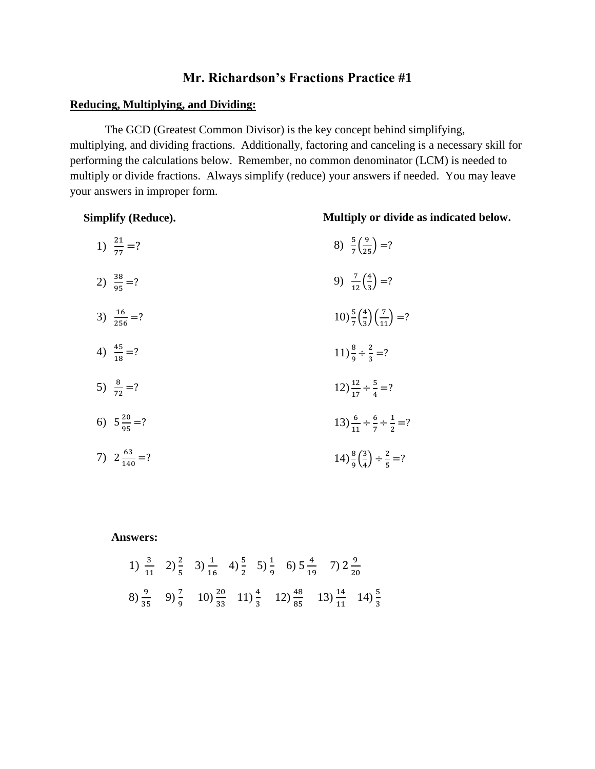# Mr. Richardson's Fractions Practice #1

## Reducing, Multiplying, and Dividing:

The GCD (Greatest Common Divisor) is the key concept behind simplifying, multiplying, and dividing fractions. Additionally, factoring and canceling is a necessary skill for performing the calculations below. Remember, no common denominator (LCM) is needed to multiply or divide fractions. Always simplify (reduce) your answers if needed. You may leave your answers in improper form.

**Simplify (Reduce).**

1) $\frac{21}{77} = ?$

2) $\frac{38}{95} = ?$

3) $\frac{16}{256} = ?$

4) $\frac{45}{18} = ?$

5) $\frac{8}{72} = ?$

6) $5\frac{20}{95} = ?$

7) $2\frac{63}{140} = ?$

**Multiply or divide as indicated below.**

8) $\frac{5}{7}\left(\frac{9}{25}\right) = ?$

9) $\frac{7}{12}\left(\frac{4}{3}\right) = ?$

10) $\frac{5}{7}\left(\frac{4}{3}\right)\left(\frac{7}{11}\right) = ?$

11) $\frac{8}{9} \div \frac{2}{3} = ?$

12) $\frac{12}{17} \div \frac{5}{4} = ?$

13) $\frac{6}{11} \div \frac{6}{7} \div \frac{1}{2} = ?$

14) $\frac{8}{9}\left(\frac{3}{4}\right) \div \frac{2}{5} = ?$

**Answers:**

1) $\frac{3}{11}$ 2) $\frac{2}{5}$ 3) $\frac{1}{16}$ 4) $\frac{5}{2}$ 5) $\frac{1}{9}$ 6) $5\frac{4}{19}$ 7) $2\frac{9}{20}$

8) $\frac{9}{35}$ 9) $\frac{7}{9}$ 10) $\frac{20}{33}$ 11) $\frac{4}{3}$ 12) $\frac{48}{85}$ 13) $\frac{14}{11}$ 14) $\frac{5}{3}$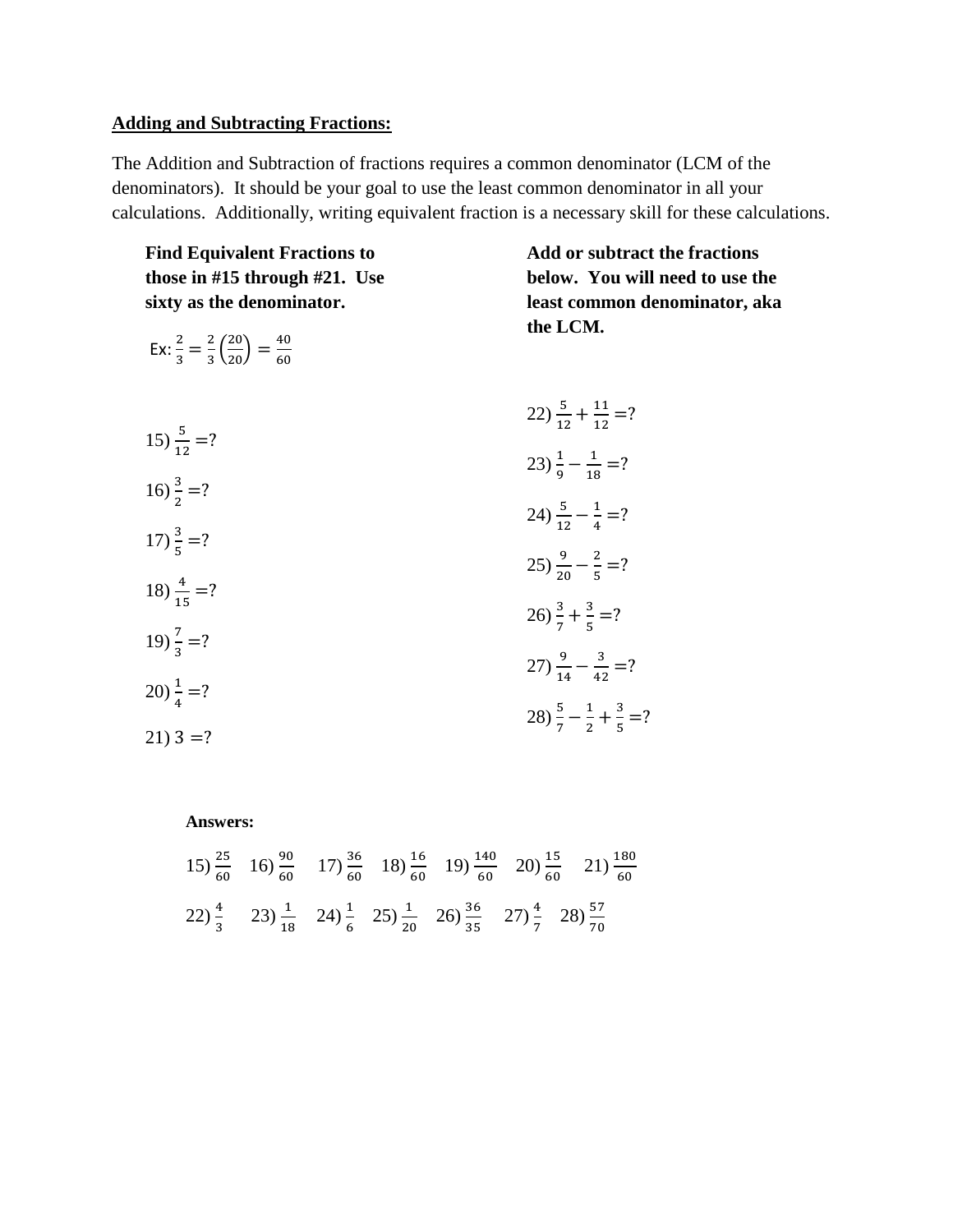**Adding and Subtracting Fractions:**

The Addition and Subtraction of fractions requires a common denominator (LCM of the denominators). It should be your goal to use the least common denominator in all your calculations. Additionally, writing equivalent fraction is a necessary skill for these calculations.

**Find Equivalent Fractions to those in #15 through #21. Use sixty as the denominator.**

Ex: $\frac{2}{3} = \frac{2}{3}\left(\frac{20}{20}\right) = \frac{40}{60}$

15) $\frac{5}{12} = ?$

16) $\frac{3}{2} = ?$

17) $\frac{3}{5} = ?$

18) $\frac{4}{15} = ?$

19) $\frac{7}{3} = ?$

20) $\frac{1}{4} = ?$

21) $3 = ?$

**Add or subtract the fractions below. You will need to use the least common denominator, aka the LCM.**

22) $\frac{5}{12} + \frac{11}{12} = ?$

23) $\frac{1}{9} - \frac{1}{18} = ?$

24) $\frac{5}{12} - \frac{1}{4} = ?$

25) $\frac{9}{20} - \frac{2}{5} = ?$

26) $\frac{3}{7} + \frac{3}{5} = ?$

27) $\frac{9}{14} - \frac{3}{42} = ?$

28) $\frac{5}{7} - \frac{1}{2} + \frac{3}{5} = ?$

**Answers:**

15) $\frac{25}{60}$ 16) $\frac{90}{60}$ 17) $\frac{36}{60}$ 18) $\frac{16}{60}$ 19) $\frac{140}{60}$ 20) $\frac{15}{60}$ 21) $\frac{180}{60}$

22) $\frac{4}{3}$ 23) $\frac{1}{18}$ 24) $\frac{1}{6}$ 25) $\frac{1}{20}$ 26) $\frac{36}{35}$ 27) $\frac{4}{7}$ 28) $\frac{57}{70}$